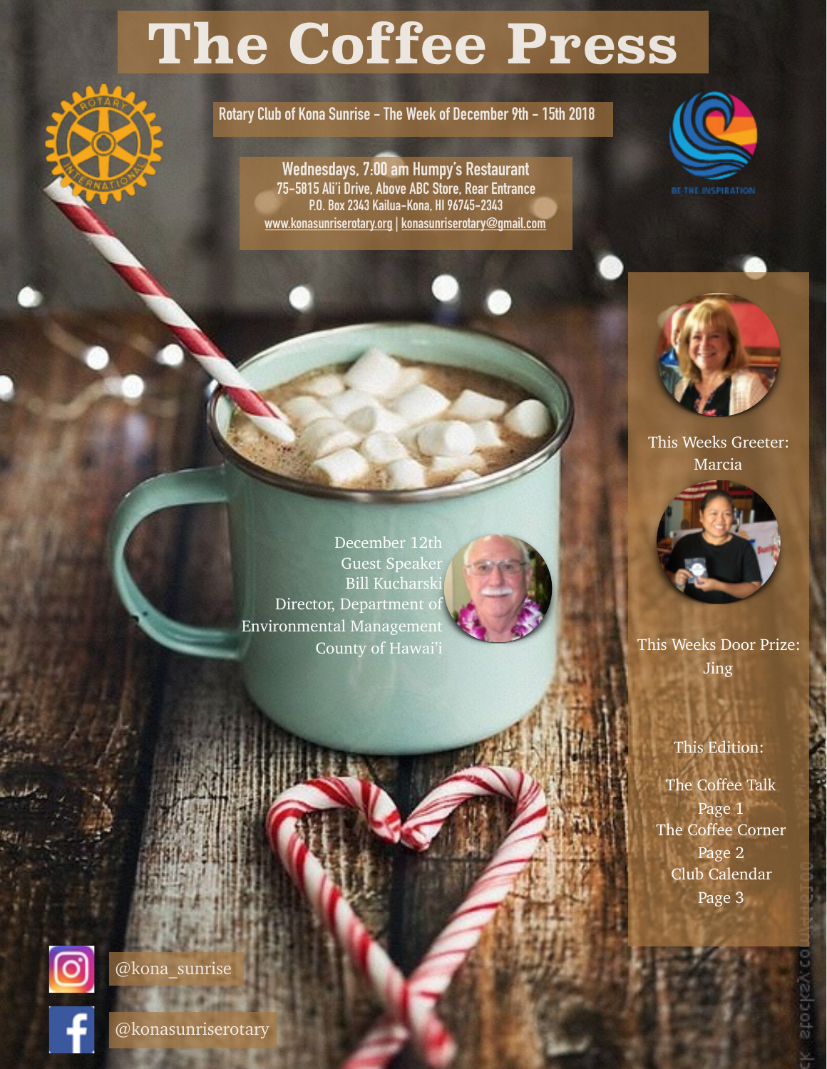# The Coffee Press

Rotary Club of Kona Sunrise - The Week of December 9th - 15th 2018

**Wednesdays, 7:00 am Humpy's Restaurant**
75-5815 Ali'i Drive, Above ABC Store, Rear Entrance
P.O. Box 2343 Kailua-Kona, HI 96745-2343
www.konasunriserotary.org | konasunriserotary@gmail.com

BE THE INSPIRATION

December 12th
Guest Speaker
Bill Kucharski
Director, Department of
Environmental Management
County of Hawai'i

This Weeks Greeter:
Marcia

This Weeks Door Prize:
Jing

This Edition:

The Coffee Talk
Page 1
The Coffee Corner
Page 2
Club Calendar
Page 3

@kona_sunrise

@konasunriserotary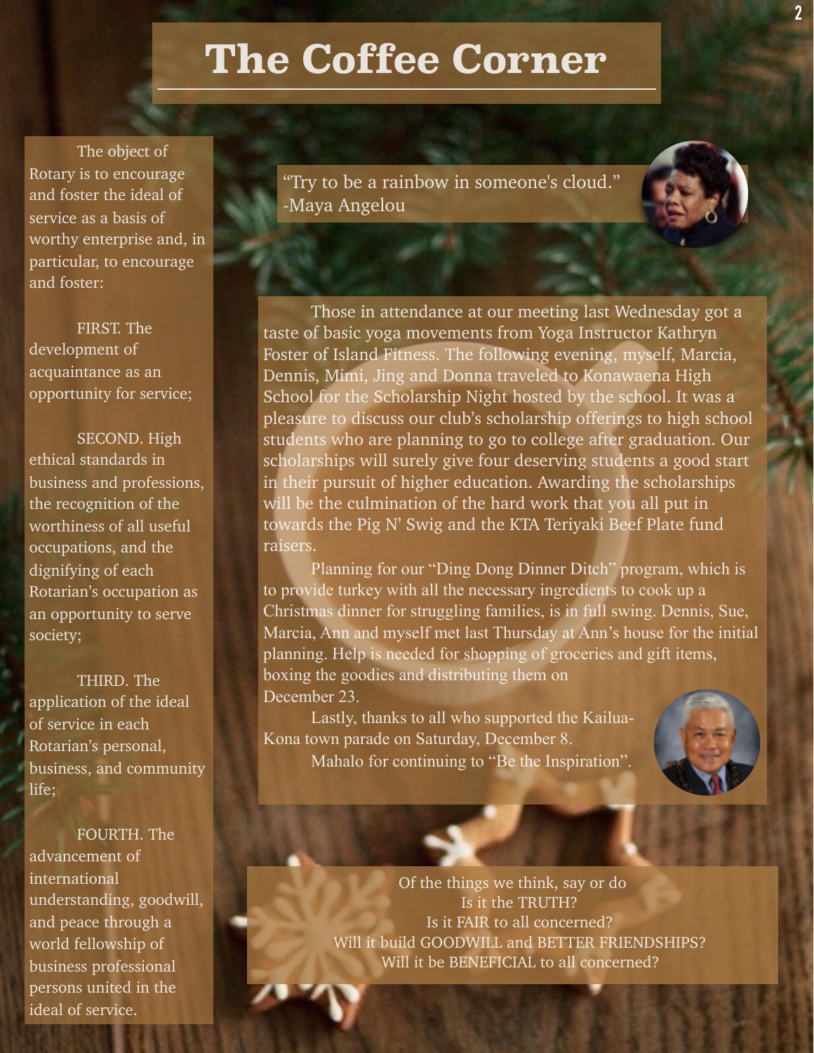# The Coffee Corner

The object of Rotary is to encourage and foster the ideal of service as a basis of worthy enterprise and, in particular, to encourage and foster:

FIRST. The development of acquaintance as an opportunity for service;

SECOND. High ethical standards in business and professions, the recognition of the worthiness of all useful occupations, and the dignifying of each Rotarian's occupation as an opportunity to serve society;

THIRD. The application of the ideal of service in each Rotarian's personal, business, and community life;

FOURTH. The advancement of international understanding, goodwill, and peace through a world fellowship of business professional persons united in the ideal of service.

"Try to be a rainbow in someone's cloud."
-Maya Angelou

Those in attendance at our meeting last Wednesday got a taste of basic yoga movements from Yoga Instructor Kathryn Foster of Island Fitness. The following evening, myself, Marcia, Dennis, Mimi, Jing and Donna traveled to Konawaena High School for the Scholarship Night hosted by the school. It was a pleasure to discuss our club's scholarship offerings to high school students who are planning to go to college after graduation. Our scholarships will surely give four deserving students a good start in their pursuit of higher education. Awarding the scholarships will be the culmination of the hard work that you all put in towards the Pig N' Swig and the KTA Teriyaki Beef Plate fund raisers.

Planning for our "Ding Dong Dinner Ditch" program, which is to provide turkey with all the necessary ingredients to cook up a Christmas dinner for struggling families, is in full swing. Dennis, Sue, Marcia, Ann and myself met last Thursday at Ann's house for the initial planning. Help is needed for shopping of groceries and gift items, boxing the goodies and distributing them on December 23.

Lastly, thanks to all who supported the Kailua-Kona town parade on Saturday, December 8.

Mahalo for continuing to "Be the Inspiration".

Of the things we think, say or do
Is it the TRUTH?
Is it FAIR to all concerned?
Will it build GOODWILL and BETTER FRIENDSHIPS?
Will it be BENEFICIAL to all concerned?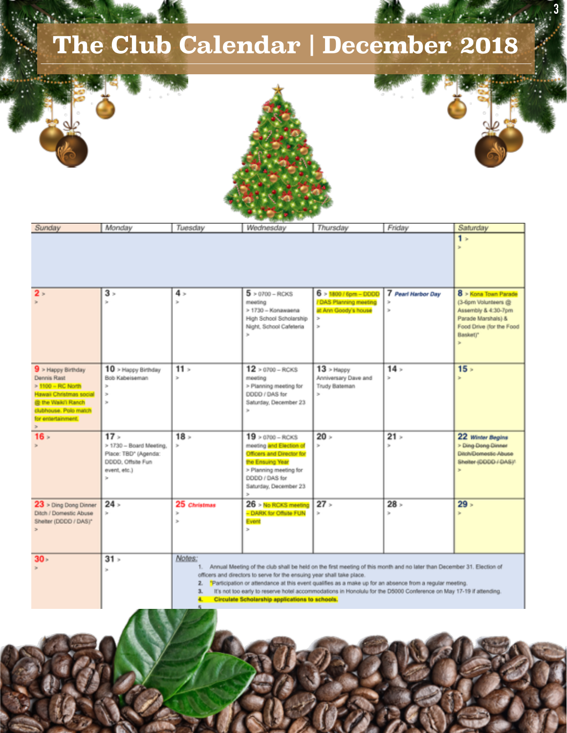# The Club Calendar | December 2018

| Sunday | Monday | Tuesday | Wednesday | Thursday | Friday | Saturday |
|---|---|---|---|---|---|---|
| | | | | | | 1 > <br>> |
| 2 > <br>> | 3 > <br>> | 4 > <br>> | 5 > 0700 – RCKS meeting <br>> 1730 – Konawaena High School Scholarship Night, School Cafeteria <br>> | 6 > 1800 / 6pm – DDDD / DAS Planning meeting at Ann Goody's house <br>> <br>> | 7 *Pearl Harbor Day* <br>> <br>> | 8 > Kona Town Parade (3-6pm Volunteers @ Assembly & 4:30-7pm Parade Marshals) & Food Drive (for the Food Basket)* <br>> |
| 9 > Happy Birthday Dennis Rast <br>> 1100 – RC North Hawaii Christmas social @ the Waiki'i Ranch clubhouse. Polo match for entertainment. <br>> | 10 > Happy Birthday Bob Kabeiseman <br>> <br>> <br>> | 11 > <br>> | 12 > 0700 – RCKS meeting <br>> Planning meeting for DDDD / DAS for Saturday, December 23 <br>> | 13 > Happy Anniversary Dave and Trudy Bateman <br>> | 14 > <br>> | 15 > <br>> |
| 16 > <br>> | 17 > <br>> 1730 – Board Meeting, Place: TBD* (Agenda: DDDD, Offsite Fun event, etc.) <br>> | 18 > <br>> | 19 > 0700 – RCKS meeting and Election of Officers and Director for the Ensuing Year <br>> Planning meeting for DDDD / DAS for Saturday, December 23 <br>> | 20 > <br>> | 21 > <br>> | 22 *Winter Begins* <br>> ~~Ding Dong Dinner Ditch/Domestic Abuse Shelter (DDDD / DAS)*~~ <br>> |
| 23 > Ding Dong Dinner Ditch / Domestic Abuse Shelter (DDDD / DAS)* <br>> | 24 > <br>> | 25 **Christmas** <br>> <br>> | 26 > No RCKS meeting – DARK for Offsite FUN Event <br>> | 27 > <br>> | 28 > <br>> | 29 > <br>> |
| 30 > <br>> | 31 > <br>> | | | | | |

Notes:

1. Annual Meeting of the club shall be held on the first meeting of this month and no later than December 31. Election of officers and directors to serve for the ensuing year shall take place.
2. *Participation or attendance at this event qualifies as a make up for an absence from a regular meeting.
3. It's not too early to reserve hotel accommodations in Honolulu for the D5000 Conference on May 17-19 if attending.
4. **Circulate Scholarship applications to schools.**
5.